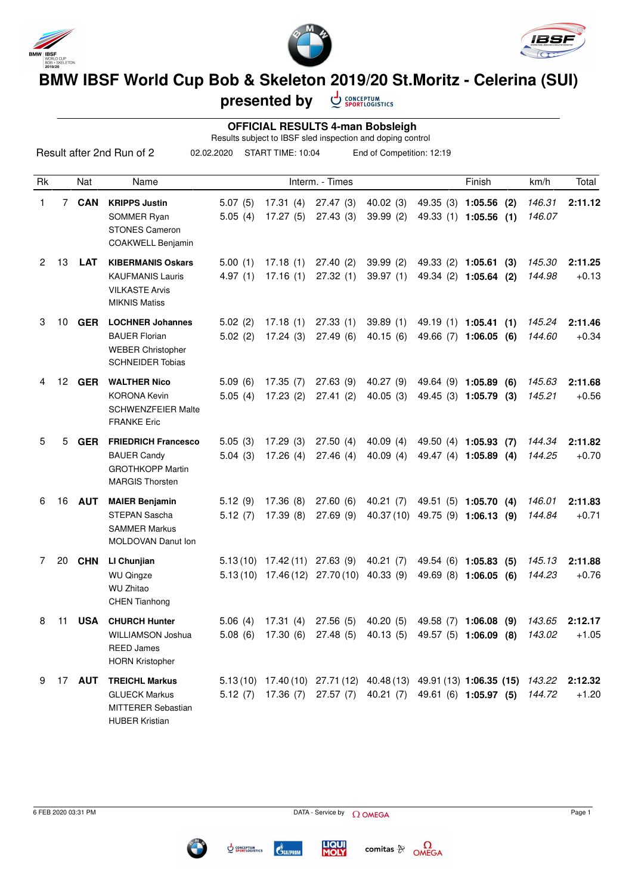# BMW IBSF World Cup Bob & Skeleton 2019/20 St.Moritz - Celerina (SUI)

## presented by CONCEPTUM SPORTLOGISTICS

### OFFICIAL RESULTS 4-man Bobsleigh

Results subject to IBSF sled inspection and doping control

Result after 2nd Run of 2 | 02.02.2020 | START TIME: 10:04 | End of Competition: 12:19

| Rk | | Nat | Name | Interm. - Times | | | | | Finish | km/h | Total |
|---|---|---|---|---|---|---|---|---|---|---|---|
| 1 | 7 | CAN | **KRIPPS Justin** | 5.07 (5) | 17.31 (4) | 27.47 (3) | 40.02 (3) | 49.35 (3) | **1:05.56 (2)** | *146.31* | **2:11.12** |
| | | | SOMMER Ryan | 5.05 (4) | 17.27 (5) | 27.43 (3) | 39.99 (2) | 49.33 (1) | **1:05.56 (1)** | *146.07* | |
| | | | STONES Cameron | | | | | | | | |
| | | | COAKWELL Benjamin | | | | | | | | |
| 2 | 13 | LAT | **KIBERMANIS Oskars** | 5.00 (1) | 17.18 (1) | 27.40 (2) | 39.99 (2) | 49.33 (2) | **1:05.61 (3)** | *145.30* | **2:11.25** |
| | | | KAUFMANIS Lauris | 4.97 (1) | 17.16 (1) | 27.32 (1) | 39.97 (1) | 49.34 (2) | **1:05.64 (2)** | *144.98* | +0.13 |
| | | | VILKASTE Arvis | | | | | | | | |
| | | | MIKNIS Matiss | | | | | | | | |
| 3 | 10 | GER | **LOCHNER Johannes** | 5.02 (2) | 17.18 (1) | 27.33 (1) | 39.89 (1) | 49.19 (1) | **1:05.41 (1)** | *145.24* | **2:11.46** |
| | | | BAUER Florian | 5.02 (2) | 17.24 (3) | 27.49 (6) | 40.15 (6) | 49.66 (7) | **1:06.05 (6)** | *144.60* | +0.34 |
| | | | WEBER Christopher | | | | | | | | |
| | | | SCHNEIDER Tobias | | | | | | | | |
| 4 | 12 | GER | **WALTHER Nico** | 5.09 (6) | 17.35 (7) | 27.63 (9) | 40.27 (9) | 49.64 (9) | **1:05.89 (6)** | *145.63* | **2:11.68** |
| | | | KORONA Kevin | 5.05 (4) | 17.23 (2) | 27.41 (2) | 40.05 (3) | 49.45 (3) | **1:05.79 (3)** | *145.21* | +0.56 |
| | | | SCHWENZFEIER Malte | | | | | | | | |
| | | | FRANKE Eric | | | | | | | | |
| 5 | 5 | GER | **FRIEDRICH Francesco** | 5.05 (3) | 17.29 (3) | 27.50 (4) | 40.09 (4) | 49.50 (4) | **1:05.93 (7)** | *144.34* | **2:11.82** |
| | | | BAUER Candy | 5.04 (3) | 17.26 (4) | 27.46 (4) | 40.09 (4) | 49.47 (4) | **1:05.89 (4)** | *144.25* | +0.70 |
| | | | GROTHKOPP Martin | | | | | | | | |
| | | | MARGIS Thorsten | | | | | | | | |
| 6 | 16 | AUT | **MAIER Benjamin** | 5.12 (9) | 17.36 (8) | 27.60 (6) | 40.21 (7) | 49.51 (5) | **1:05.70 (4)** | *146.01* | **2:11.83** |
| | | | STEPAN Sascha | 5.12 (7) | 17.39 (8) | 27.69 (9) | 40.37 (10) | 49.75 (9) | **1:06.13 (9)** | *144.84* | +0.71 |
| | | | SAMMER Markus | | | | | | | | |
| | | | MOLDOVAN Danut Ion | | | | | | | | |
| 7 | 20 | CHN | **LI Chunjian** | 5.13 (10) | 17.42 (11) | 27.63 (9) | 40.21 (7) | 49.54 (6) | **1:05.83 (5)** | *145.13* | **2:11.88** |
| | | | WU Qingze | 5.13 (10) | 17.46 (12) | 27.70 (10) | 40.33 (9) | 49.69 (8) | **1:06.05 (6)** | *144.23* | +0.76 |
| | | | WU Zhitao | | | | | | | | |
| | | | CHEN Tianhong | | | | | | | | |
| 8 | 11 | USA | **CHURCH Hunter** | 5.06 (4) | 17.31 (4) | 27.56 (5) | 40.20 (5) | 49.58 (7) | **1:06.08 (9)** | *143.65* | **2:12.17** |
| | | | WILLIAMSON Joshua | 5.08 (6) | 17.30 (6) | 27.48 (5) | 40.13 (5) | 49.57 (5) | **1:06.09 (8)** | *143.02* | +1.05 |
| | | | REED James | | | | | | | | |
| | | | HORN Kristopher | | | | | | | | |
| 9 | 17 | AUT | **TREICHL Markus** | 5.13 (10) | 17.40 (10) | 27.71 (12) | 40.48 (13) | 49.91 (13) | **1:06.35 (15)** | *143.22* | **2:12.32** |
| | | | GLUECK Markus | 5.12 (7) | 17.36 (7) | 27.57 (7) | 40.21 (7) | 49.61 (6) | **1:05.97 (5)** | *144.72* | +1.20 |
| | | | MITTERER Sebastian | | | | | | | | |
| | | | HUBER Kristian | | | | | | | | |

6 FEB 2020 03:31 PM | DATA - Service by OMEGA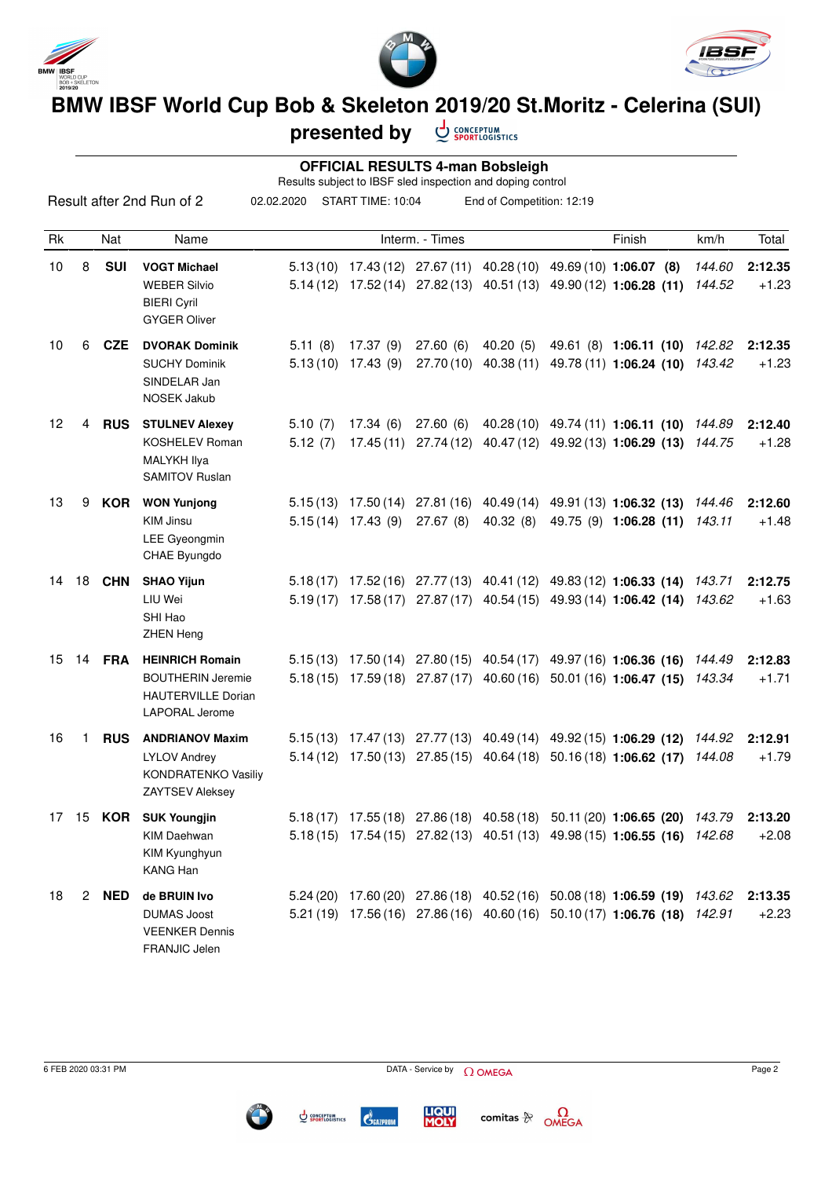# BMW IBSF World Cup Bob & Skeleton 2019/20 St.Moritz - Celerina (SUI)

**presented by** CONCEPTUM SPORTLOGISTICS

## OFFICIAL RESULTS 4-man Bobsleigh

Results subject to IBSF sled inspection and doping control

Result after 2nd Run of 2 | 02.02.2020 | START TIME: 10:04 | End of Competition: 12:19

| Rk | | Nat | Name | Interm. - Times | | | | | Finish | km/h | Total |
|---|---|---|---|---|---|---|---|---|---|---|---|
| 10 | 8 | **SUI** | **VOGT Michael**<br>WEBER Silvio<br>BIERI Cyril<br>GYGER Oliver | 5.13 (10)<br>5.14 (12) | 17.43 (12)<br>17.52 (14) | 27.67 (11)<br>27.82 (13) | 40.28 (10)<br>40.51 (13) | 49.69 (10)<br>49.90 (12) | **1:06.07 (8)**<br>**1:06.28 (11)** | *144.60*<br>*144.52* | **2:12.35**<br>+1.23 |
| 10 | 6 | **CZE** | **DVORAK Dominik**<br>SUCHY Dominik<br>SINDELAR Jan<br>NOSEK Jakub | 5.11 (8)<br>5.13 (10) | 17.37 (9)<br>17.43 (9) | 27.60 (6)<br>27.70 (10) | 40.20 (5)<br>40.38 (11) | 49.61 (8)<br>49.78 (11) | **1:06.11 (10)**<br>**1:06.24 (10)** | *142.82*<br>*143.42* | **2:12.35**<br>+1.23 |
| 12 | 4 | **RUS** | **STULNEV Alexey**<br>KOSHELEV Roman<br>MALYKH Ilya<br>SAMITOV Ruslan | 5.10 (7)<br>5.12 (7) | 17.34 (6)<br>17.45 (11) | 27.60 (6)<br>27.74 (12) | 40.28 (10)<br>40.47 (12) | 49.74 (11)<br>49.92 (13) | **1:06.11 (10)**<br>**1:06.29 (13)** | *144.89*<br>*144.75* | **2:12.40**<br>+1.28 |
| 13 | 9 | **KOR** | **WON Yunjong**<br>KIM Jinsu<br>LEE Gyeongmin<br>CHAE Byungdo | 5.15 (13)<br>5.15 (14) | 17.50 (14)<br>17.43 (9) | 27.81 (16)<br>27.67 (8) | 40.49 (14)<br>40.32 (8) | 49.91 (13)<br>49.75 (9) | **1:06.32 (13)**<br>**1:06.28 (11)** | *144.46*<br>*143.11* | **2:12.60**<br>+1.48 |
| 14 | 18 | **CHN** | **SHAO Yijun**<br>LIU Wei<br>SHI Hao<br>ZHEN Heng | 5.18 (17)<br>5.19 (17) | 17.52 (16)<br>17.58 (17) | 27.77 (13)<br>27.87 (17) | 40.41 (12)<br>40.54 (15) | 49.83 (12)<br>49.93 (14) | **1:06.33 (14)**<br>**1:06.42 (14)** | *143.71*<br>*143.62* | **2:12.75**<br>+1.63 |
| 15 | 14 | **FRA** | **HEINRICH Romain**<br>BOUTHERIN Jeremie<br>HAUTERVILLE Dorian<br>LAPORAL Jerome | 5.15 (13)<br>5.18 (15) | 17.50 (14)<br>17.59 (18) | 27.80 (15)<br>27.87 (17) | 40.54 (17)<br>40.60 (16) | 49.97 (16)<br>50.01 (16) | **1:06.36 (16)**<br>**1:06.47 (15)** | *144.49*<br>*143.34* | **2:12.83**<br>+1.71 |
| 16 | 1 | **RUS** | **ANDRIANOV Maxim**<br>LYLOV Andrey<br>KONDRATENKO Vasiliy<br>ZAYTSEV Aleksey | 5.15 (13)<br>5.14 (12) | 17.47 (13)<br>17.50 (13) | 27.77 (13)<br>27.85 (15) | 40.49 (14)<br>40.64 (18) | 49.92 (15)<br>50.16 (18) | **1:06.29 (12)**<br>**1:06.62 (17)** | *144.92*<br>*144.08* | **2:12.91**<br>+1.79 |
| 17 | 15 | **KOR** | **SUK Youngjin**<br>KIM Daehwan<br>KIM Kyunghyun<br>KANG Han | 5.18 (17)<br>5.18 (15) | 17.55 (18)<br>17.54 (15) | 27.86 (18)<br>27.82 (13) | 40.58 (18)<br>40.51 (13) | 50.11 (20)<br>49.98 (15) | **1:06.65 (20)**<br>**1:06.55 (16)** | *143.79*<br>*142.68* | **2:13.20**<br>+2.08 |
| 18 | 2 | **NED** | **de BRUIN Ivo**<br>DUMAS Joost<br>VEENKER Dennis<br>FRANJIC Jelen | 5.24 (20)<br>5.21 (19) | 17.60 (20)<br>17.56 (16) | 27.86 (18)<br>27.86 (16) | 40.52 (16)<br>40.60 (16) | 50.08 (18)<br>50.10 (17) | **1:06.59 (19)**<br>**1:06.76 (18)** | *143.62*<br>*142.91* | **2:13.35**<br>+2.23 |

6 FEB 2020 03:31 PM | DATA - Service by OMEGA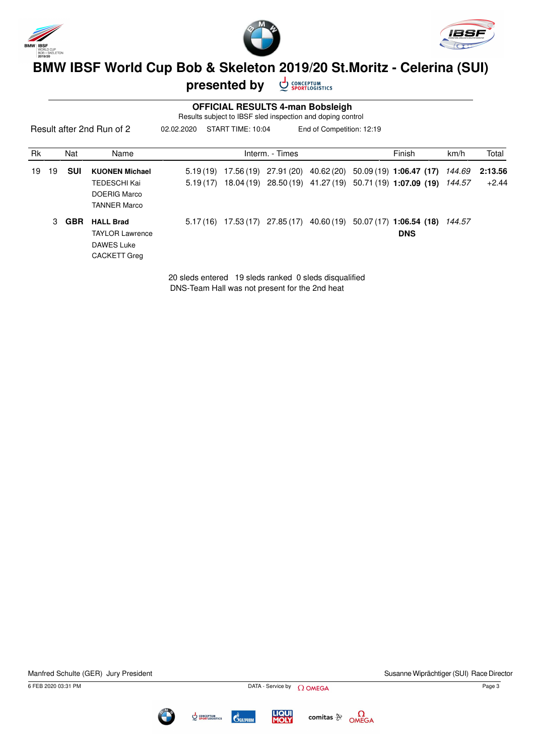# BMW IBSF World Cup Bob & Skeleton 2019/20 St.Moritz - Celerina (SUI)

## presented by CONCEPTUM SPORTLOGISTICS

### OFFICIAL RESULTS 4-man Bobsleigh

Results subject to IBSF sled inspection and doping control

Result after 2nd Run of 2 | 02.02.2020 | START TIME: 10:04 | End of Competition: 12:19

| Rk | | Nat | Name | Interm. - Times | | | | | Finish | km/h | Total |
|---|---|---|---|---|---|---|---|---|---|---|---|
| 19 | 19 | **SUI** | **KUONEN Michael** | 5.19 (19) | 17.56 (19) | 27.91 (20) | 40.62 (20) | 50.09 (19) | **1:06.47 (17)** | *144.69* | **2:13.56** |
| | | | TEDESCHI Kai | 5.19 (17) | 18.04 (19) | 28.50 (19) | 41.27 (19) | 50.71 (19) | **1:07.09 (19)** | *144.57* | +2.44 |
| | | | DOERIG Marco | | | | | | | | |
| | | | TANNER Marco | | | | | | | | |
| | 3 | **GBR** | **HALL Brad** | 5.17 (16) | 17.53 (17) | 27.85 (17) | 40.60 (19) | 50.07 (17) | **1:06.54 (18)** | *144.57* | |
| | | | TAYLOR Lawrence | | | | | | **DNS** | | |
| | | | DAWES Luke | | | | | | | | |
| | | | CACKETT Greg | | | | | | | | |

20 sleds entered   19 sleds ranked   0 sleds disqualified

DNS-Team Hall was not present for the 2nd heat

Manfred Schulte (GER) Jury President

Susanne Wiprächtiger (SUI) Race Director

6 FEB 2020 03:31 PM

DATA - Service by OMEGA